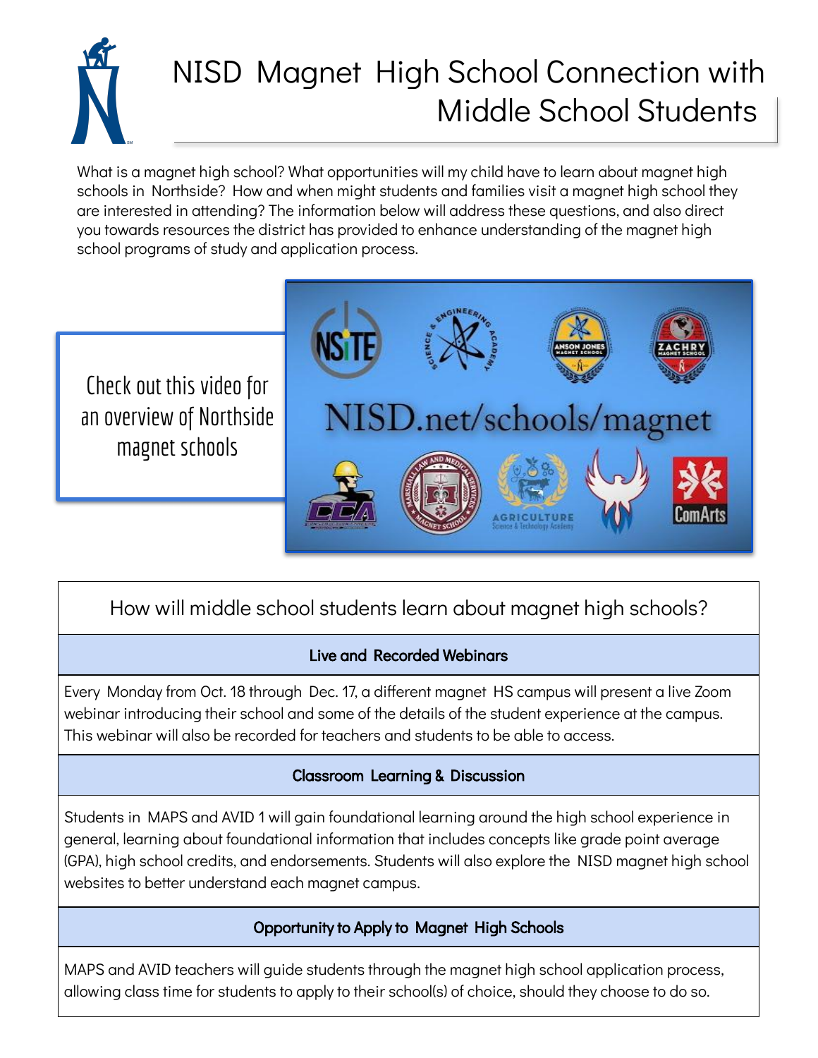# NISD Magnet High School Connection with Middle School Students

What is a magnet high school? What opportunities will my child have to learn about magnet high schools in Northside? How and when might students and families visit a magnet high school they are interested in attending? The information below will address these questions, and also direct you towards resources the district has provided to enhance understanding of the magnet high school programs of study and application process.

Check out this video for an overview of Northside magnet schools

NISD.net/schools/magnet

## How will middle school students learn about magnet high schools?

### Live and Recorded Webinars

Every Monday from Oct. 18 through Dec. 17, a different magnet HS campus will present a live Zoom webinar introducing their school and some of the details of the student experience at the campus. This webinar will also be recorded for teachers and students to be able to access.

### Classroom Learning & Discussion

Students in MAPS and AVID 1 will gain foundational learning around the high school experience in general, learning about foundational information that includes concepts like grade point average (GPA), high school credits, and endorsements. Students will also explore the NISD magnet high school websites to better understand each magnet campus.

### Opportunity to Apply to Magnet High Schools

MAPS and AVID teachers will guide students through the magnet high school application process, allowing class time for students to apply to their school(s) of choice, should they choose to do so.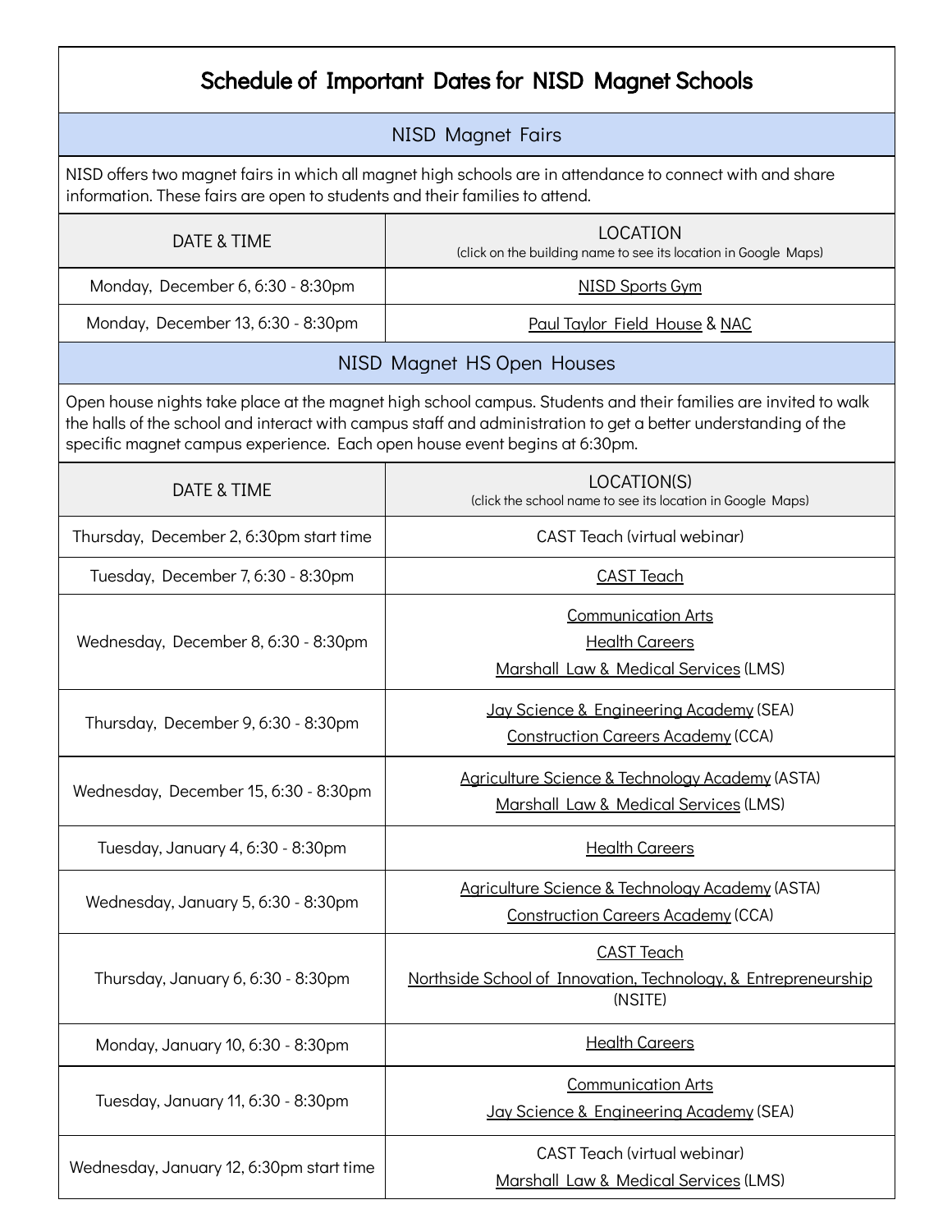# Schedule of Important Dates for NISD Magnet Schools

## NISD Magnet Fairs

NISD offers two magnet fairs in which all magnet high schools are in attendance to connect with and share information. These fairs are open to students and their families to attend.

| DATE & TIME | LOCATION (click on the building name to see its location in Google Maps) |
|---|---|
| Monday, December 6, 6:30 - 8:30pm | NISD Sports Gym |
| Monday, December 13, 6:30 - 8:30pm | Paul Taylor Field House & NAC |

## NISD Magnet HS Open Houses

Open house nights take place at the magnet high school campus. Students and their families are invited to walk the halls of the school and interact with campus staff and administration to get a better understanding of the specific magnet campus experience. Each open house event begins at 6:30pm.

| DATE & TIME | LOCATION(S) (click the school name to see its location in Google Maps) |
|---|---|
| Thursday, December 2, 6:30pm start time | CAST Teach (virtual webinar) |
| Tuesday, December 7, 6:30 - 8:30pm | CAST Teach |
| Wednesday, December 8, 6:30 - 8:30pm | Communication Arts<br>Health Careers<br>Marshall Law & Medical Services (LMS) |
| Thursday, December 9, 6:30 - 8:30pm | Jay Science & Engineering Academy (SEA)<br>Construction Careers Academy (CCA) |
| Wednesday, December 15, 6:30 - 8:30pm | Agriculture Science & Technology Academy (ASTA)<br>Marshall Law & Medical Services (LMS) |
| Tuesday, January 4, 6:30 - 8:30pm | Health Careers |
| Wednesday, January 5, 6:30 - 8:30pm | Agriculture Science & Technology Academy (ASTA)<br>Construction Careers Academy (CCA) |
| Thursday, January 6, 6:30 - 8:30pm | CAST Teach<br>Northside School of Innovation, Technology, & Entrepreneurship (NSITE) |
| Monday, January 10, 6:30 - 8:30pm | Health Careers |
| Tuesday, January 11, 6:30 - 8:30pm | Communication Arts<br>Jay Science & Engineering Academy (SEA) |
| Wednesday, January 12, 6:30pm start time | CAST Teach (virtual webinar)<br>Marshall Law & Medical Services (LMS) |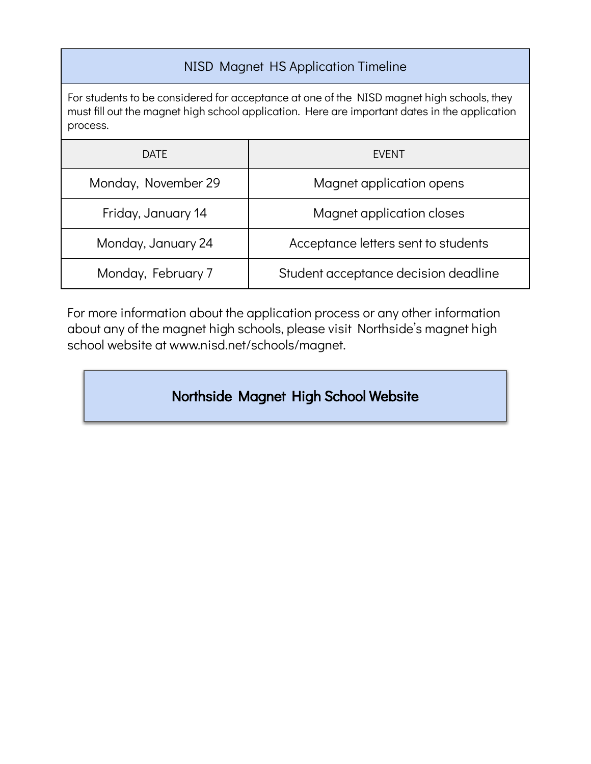## NISD Magnet HS Application Timeline

For students to be considered for acceptance at one of the NISD magnet high schools, they must fill out the magnet high school application. Here are important dates in the application process.

| DATE | EVENT |
|---|---|
| Monday, November 29 | Magnet application opens |
| Friday, January 14 | Magnet application closes |
| Monday, January 24 | Acceptance letters sent to students |
| Monday, February 7 | Student acceptance decision deadline |

For more information about the application process or any other information about any of the magnet high schools, please visit Northside's magnet high school website at www.nisd.net/schools/magnet.

**Northside Magnet High School Website**